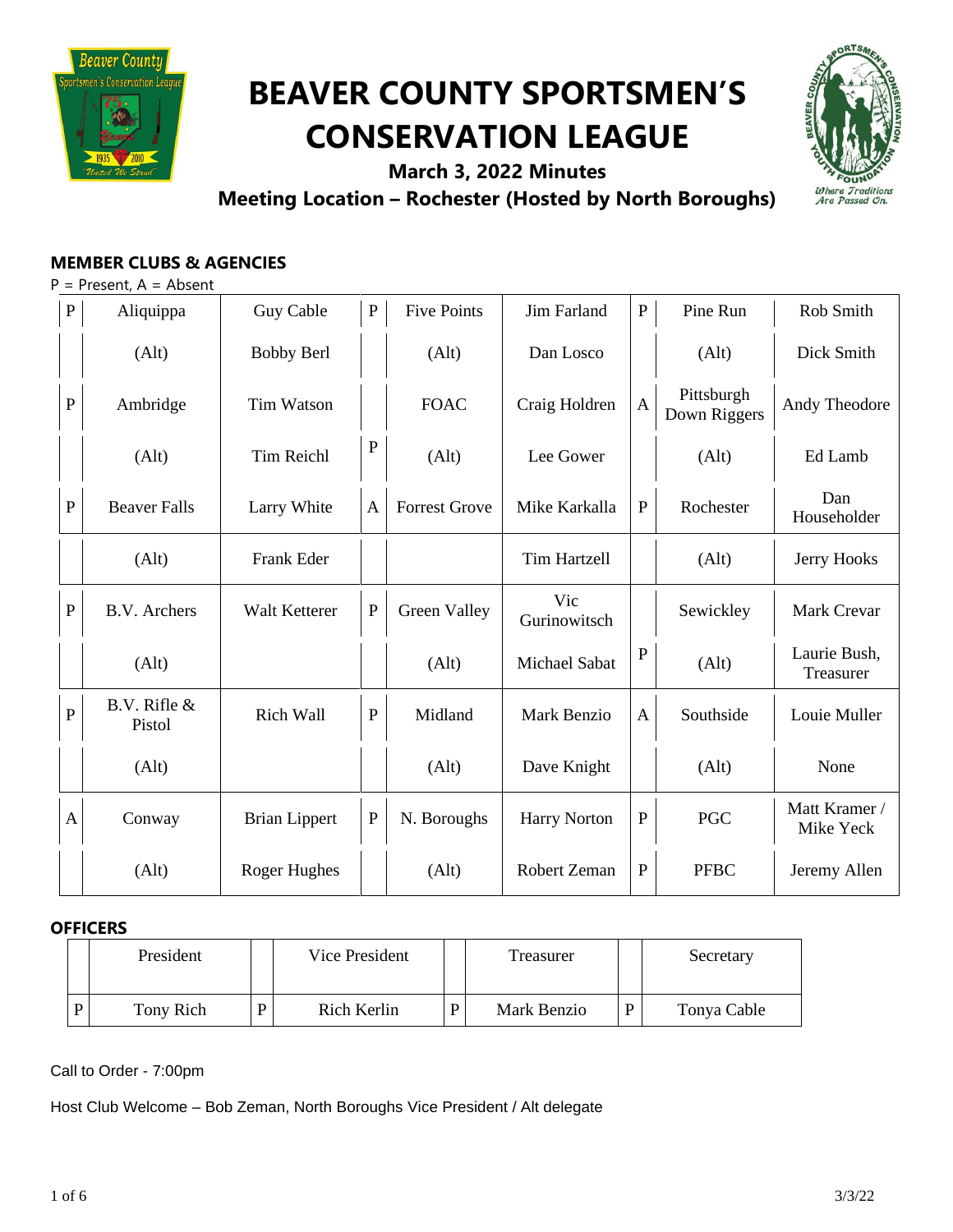# BEAVER COUNTY SPORTSMEN'S CONSERVATION LEAGUE

**March 3, 2022 Minutes**

**Meeting Location – Rochester (Hosted by North Boroughs)**

## MEMBER CLUBS & AGENCIES

P = Present, A = Absent

| | Club | Delegate | | Club | Delegate | | Club | Delegate |
|---|---|---|---|---|---|---|---|---|
| P | Aliquippa | Guy Cable | P | Five Points | Jim Farland | P | Pine Run | Rob Smith |
| | (Alt) | Bobby Berl | | (Alt) | Dan Losco | | (Alt) | Dick Smith |
| P | Ambridge | Tim Watson | | FOAC | Craig Holdren | A | Pittsburgh Down Riggers | Andy Theodore |
| | (Alt) | Tim Reichl | P | (Alt) | Lee Gower | | (Alt) | Ed Lamb |
| P | Beaver Falls | Larry White | A | Forrest Grove | Mike Karkalla | P | Rochester | Dan Householder |
| | (Alt) | Frank Eder | | | Tim Hartzell | | (Alt) | Jerry Hooks |
| P | B.V. Archers | Walt Ketterer | P | Green Valley | Vic Gurinowitsch | | Sewickley | Mark Crevar |
| | (Alt) | | | (Alt) | Michael Sabat | P | (Alt) | Laurie Bush, Treasurer |
| P | B.V. Rifle & Pistol | Rich Wall | P | Midland | Mark Benzio | A | Southside | Louie Muller |
| | (Alt) | | | (Alt) | Dave Knight | | (Alt) | None |
| A | Conway | Brian Lippert | P | N. Boroughs | Harry Norton | P | PGC | Matt Kramer / Mike Yeck |
| | (Alt) | Roger Hughes | | (Alt) | Robert Zeman | P | PFBC | Jeremy Allen |

## OFFICERS

| | President | | Vice President | | Treasurer | | Secretary |
|---|---|---|---|---|---|---|---|
| P | Tony Rich | P | Rich Kerlin | P | Mark Benzio | P | Tonya Cable |

Call to Order - 7:00pm

Host Club Welcome – Bob Zeman, North Boroughs Vice President / Alt delegate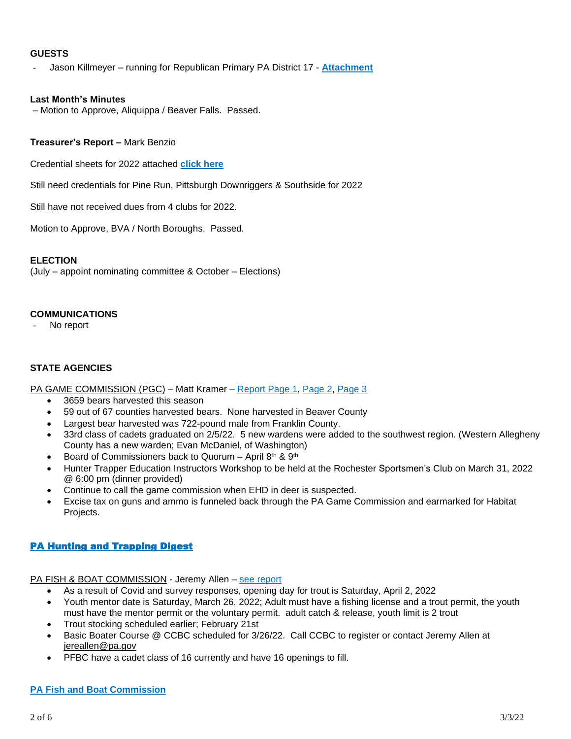**GUESTS**

- Jason Killmeyer – running for Republican Primary PA District 17 - **Attachment**

**Last Month's Minutes**

– Motion to Approve, Aliquippa / Beaver Falls. Passed.

**Treasurer's Report –** Mark Benzio

Credential sheets for 2022 attached **click here**

Still need credentials for Pine Run, Pittsburgh Downriggers & Southside for 2022

Still have not received dues from 4 clubs for 2022.

Motion to Approve, BVA / North Boroughs. Passed.

**ELECTION**

(July – appoint nominating committee & October – Elections)

**COMMUNICATIONS**

- No report

**STATE AGENCIES**

PA GAME COMMISSION (PGC) – Matt Kramer – Report Page 1, Page 2, Page 3

- 3659 bears harvested this season
- 59 out of 67 counties harvested bears. None harvested in Beaver County
- Largest bear harvested was 722-pound male from Franklin County.
- 33rd class of cadets graduated on 2/5/22. 5 new wardens were added to the southwest region. (Western Allegheny County has a new warden; Evan McDaniel, of Washington)
- Board of Commissioners back to Quorum – April 8th & 9th
- Hunter Trapper Education Instructors Workshop to be held at the Rochester Sportsmen's Club on March 31, 2022 @ 6:00 pm (dinner provided)
- Continue to call the game commission when EHD in deer is suspected.
- Excise tax on guns and ammo is funneled back through the PA Game Commission and earmarked for Habitat Projects.

**PA Hunting and Trapping Digest**

PA FISH & BOAT COMMISSION - Jeremy Allen – see report

- As a result of Covid and survey responses, opening day for trout is Saturday, April 2, 2022
- Youth mentor date is Saturday, March 26, 2022; Adult must have a fishing license and a trout permit, the youth must have the mentor permit or the voluntary permit. adult catch & release, youth limit is 2 trout
- Trout stocking scheduled earlier; February 21st
- Basic Boater Course @ CCBC scheduled for 3/26/22. Call CCBC to register or contact Jeremy Allen at jereallen@pa.gov
- PFBC have a cadet class of 16 currently and have 16 openings to fill.

**PA Fish and Boat Commission**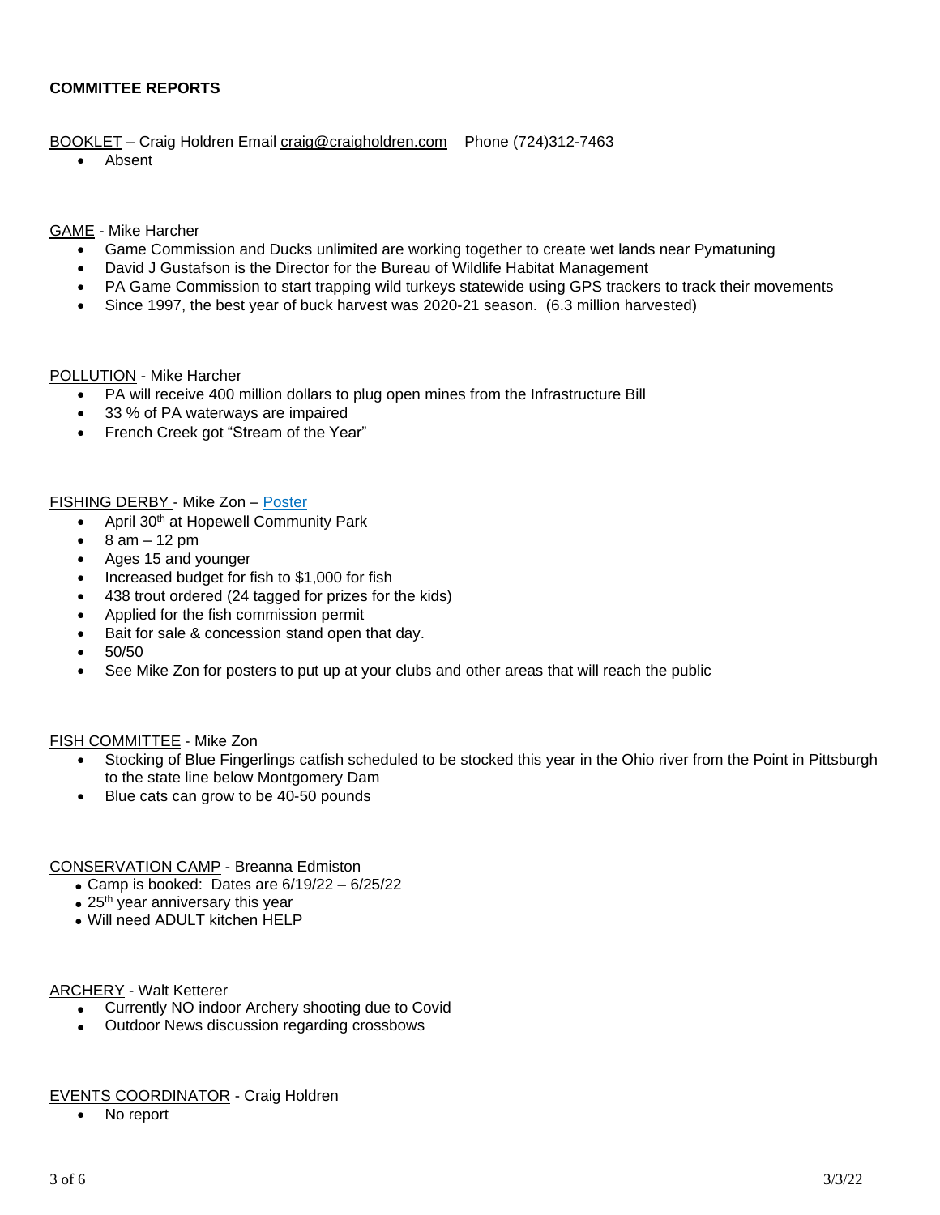**COMMITTEE REPORTS**

BOOKLET – Craig Holdren Email craig@craigholdren.com Phone (724)312-7463

- Absent

GAME - Mike Harcher

- Game Commission and Ducks unlimited are working together to create wet lands near Pymatuning
- David J Gustafson is the Director for the Bureau of Wildlife Habitat Management
- PA Game Commission to start trapping wild turkeys statewide using GPS trackers to track their movements
- Since 1997, the best year of buck harvest was 2020-21 season. (6.3 million harvested)

POLLUTION - Mike Harcher

- PA will receive 400 million dollars to plug open mines from the Infrastructure Bill
- 33 % of PA waterways are impaired
- French Creek got "Stream of the Year"

FISHING DERBY - Mike Zon – Poster

- April 30th at Hopewell Community Park
- 8 am – 12 pm
- Ages 15 and younger
- Increased budget for fish to $1,000 for fish
- 438 trout ordered (24 tagged for prizes for the kids)
- Applied for the fish commission permit
- Bait for sale & concession stand open that day.
- 50/50
- See Mike Zon for posters to put up at your clubs and other areas that will reach the public

FISH COMMITTEE - Mike Zon

- Stocking of Blue Fingerlings catfish scheduled to be stocked this year in the Ohio river from the Point in Pittsburgh to the state line below Montgomery Dam
- Blue cats can grow to be 40-50 pounds

CONSERVATION CAMP - Breanna Edmiston

- Camp is booked: Dates are 6/19/22 – 6/25/22
- 25th year anniversary this year
- Will need ADULT kitchen HELP

ARCHERY - Walt Ketterer

- Currently NO indoor Archery shooting due to Covid
- Outdoor News discussion regarding crossbows

EVENTS COORDINATOR - Craig Holdren

- No report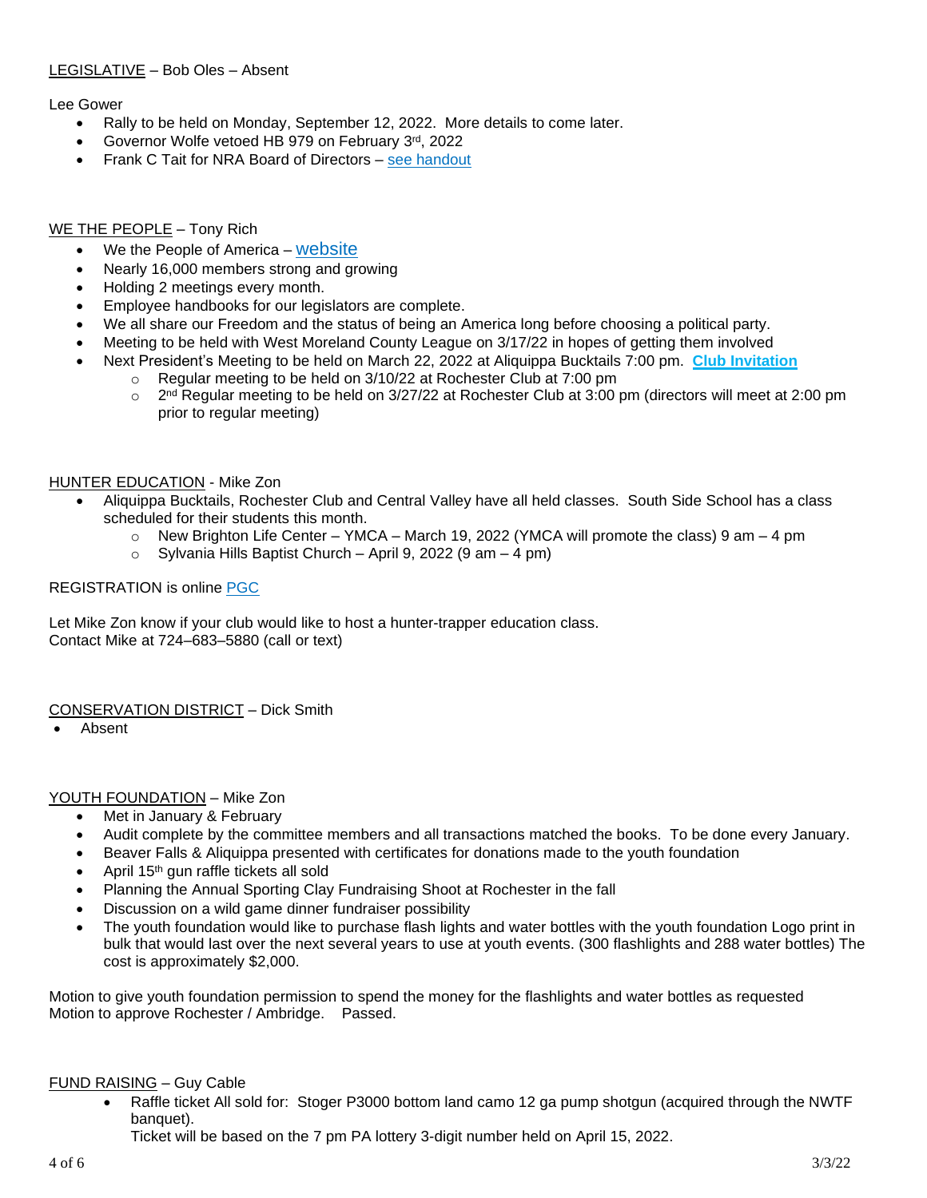LEGISLATIVE – Bob Oles – Absent

Lee Gower

- Rally to be held on Monday, September 12, 2022. More details to come later.
- Governor Wolfe vetoed HB 979 on February 3rd, 2022
- Frank C Tait for NRA Board of Directors – see handout

WE THE PEOPLE – Tony Rich

- We the People of America – website
- Nearly 16,000 members strong and growing
- Holding 2 meetings every month.
- Employee handbooks for our legislators are complete.
- We all share our Freedom and the status of being an America long before choosing a political party.
- Meeting to be held with West Moreland County League on 3/17/22 in hopes of getting them involved
- Next President's Meeting to be held on March 22, 2022 at Aliquippa Bucktails 7:00 pm. **Club Invitation**
  - Regular meeting to be held on 3/10/22 at Rochester Club at 7:00 pm
  - 2nd Regular meeting to be held on 3/27/22 at Rochester Club at 3:00 pm (directors will meet at 2:00 pm prior to regular meeting)

HUNTER EDUCATION - Mike Zon

- Aliquippa Bucktails, Rochester Club and Central Valley have all held classes. South Side School has a class scheduled for their students this month.
  - New Brighton Life Center – YMCA – March 19, 2022 (YMCA will promote the class) 9 am – 4 pm
  - Sylvania Hills Baptist Church – April 9, 2022 (9 am – 4 pm)

REGISTRATION is online PGC

Let Mike Zon know if your club would like to host a hunter-trapper education class.
Contact Mike at 724–683–5880 (call or text)

CONSERVATION DISTRICT – Dick Smith

- Absent

YOUTH FOUNDATION – Mike Zon

- Met in January & February
- Audit complete by the committee members and all transactions matched the books. To be done every January.
- Beaver Falls & Aliquippa presented with certificates for donations made to the youth foundation
- April 15th gun raffle tickets all sold
- Planning the Annual Sporting Clay Fundraising Shoot at Rochester in the fall
- Discussion on a wild game dinner fundraiser possibility
- The youth foundation would like to purchase flash lights and water bottles with the youth foundation Logo print in bulk that would last over the next several years to use at youth events. (300 flashlights and 288 water bottles) The cost is approximately $2,000.

Motion to give youth foundation permission to spend the money for the flashlights and water bottles as requested
Motion to approve Rochester / Ambridge. Passed.

FUND RAISING – Guy Cable

- Raffle ticket All sold for: Stoger P3000 bottom land camo 12 ga pump shotgun (acquired through the NWTF banquet).
  Ticket will be based on the 7 pm PA lottery 3-digit number held on April 15, 2022.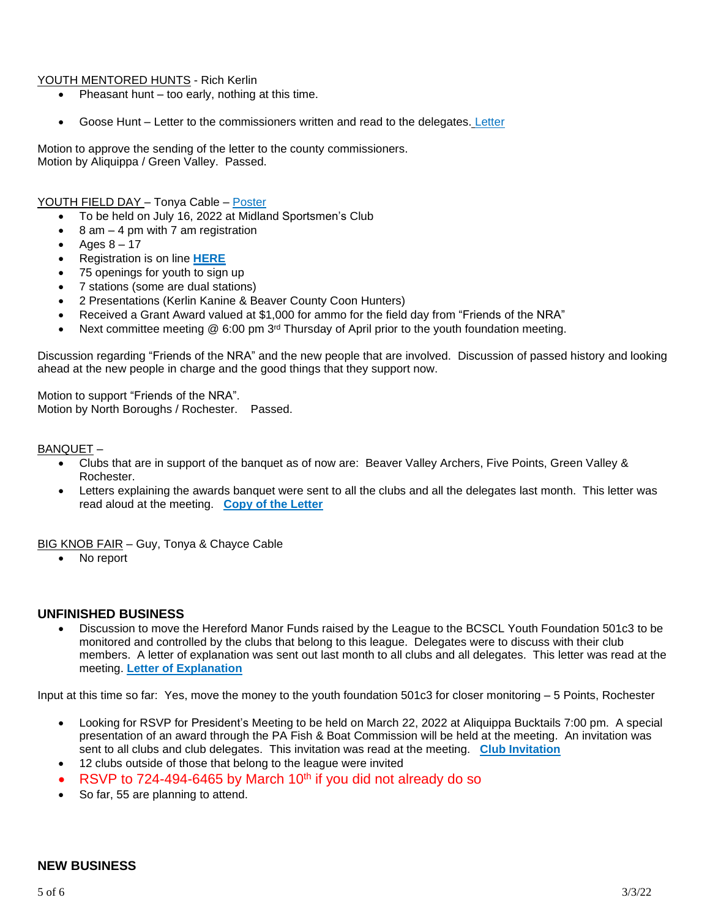YOUTH MENTORED HUNTS - Rich Kerlin

- Pheasant hunt – too early, nothing at this time.

- Goose Hunt – Letter to the commissioners written and read to the delegates. Letter

Motion to approve the sending of the letter to the county commissioners.
Motion by Aliquippa / Green Valley. Passed.

YOUTH FIELD DAY – Tonya Cable – Poster

- To be held on July 16, 2022 at Midland Sportsmen's Club
- 8 am – 4 pm with 7 am registration
- Ages 8 – 17
- Registration is on line **HERE**
- 75 openings for youth to sign up
- 7 stations (some are dual stations)
- 2 Presentations (Kerlin Kanine & Beaver County Coon Hunters)
- Received a Grant Award valued at $1,000 for ammo for the field day from "Friends of the NRA"
- Next committee meeting @ 6:00 pm 3rd Thursday of April prior to the youth foundation meeting.

Discussion regarding "Friends of the NRA" and the new people that are involved. Discussion of passed history and looking ahead at the new people in charge and the good things that they support now.

Motion to support "Friends of the NRA".
Motion by North Boroughs / Rochester. Passed.

BANQUET –

- Clubs that are in support of the banquet as of now are: Beaver Valley Archers, Five Points, Green Valley & Rochester.
- Letters explaining the awards banquet were sent to all the clubs and all the delegates last month. This letter was read aloud at the meeting. **Copy of the Letter**

BIG KNOB FAIR – Guy, Tonya & Chayce Cable

- No report

## UNFINISHED BUSINESS

- Discussion to move the Hereford Manor Funds raised by the League to the BCSCL Youth Foundation 501c3 to be monitored and controlled by the clubs that belong to this league. Delegates were to discuss with their club members. A letter of explanation was sent out last month to all clubs and all delegates. This letter was read at the meeting. **Letter of Explanation**

Input at this time so far: Yes, move the money to the youth foundation 501c3 for closer monitoring – 5 Points, Rochester

- Looking for RSVP for President's Meeting to be held on March 22, 2022 at Aliquippa Bucktails 7:00 pm. A special presentation of an award through the PA Fish & Boat Commission will be held at the meeting. An invitation was sent to all clubs and club delegates. This invitation was read at the meeting. **Club Invitation**
- 12 clubs outside of those that belong to the league were invited
- RSVP to 724-494-6465 by March 10th if you did not already do so
- So far, 55 are planning to attend.

## NEW BUSINESS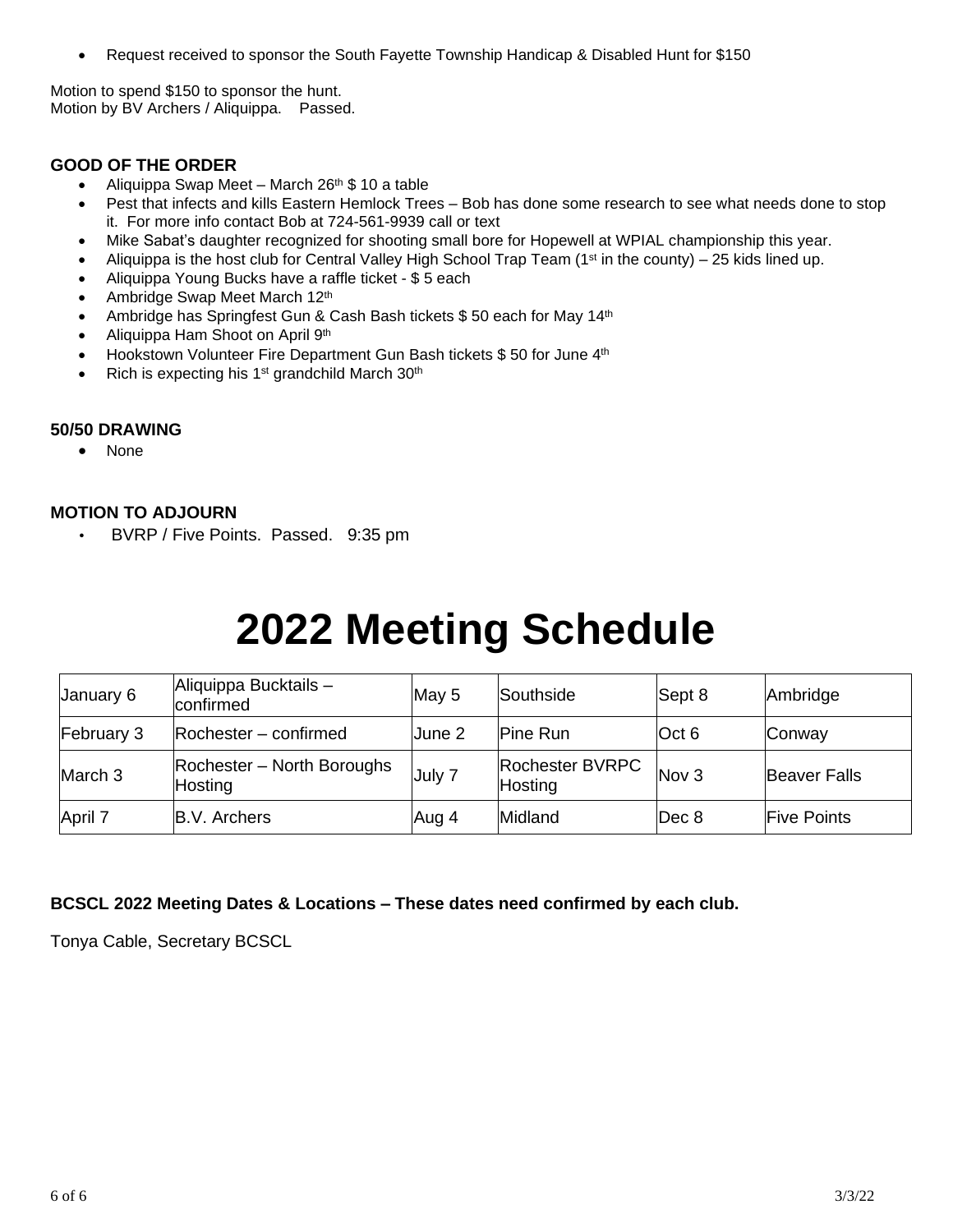- Request received to sponsor the South Fayette Township Handicap & Disabled Hunt for $150

Motion to spend $150 to sponsor the hunt.
Motion by BV Archers / Aliquippa. Passed.

**GOOD OF THE ORDER**

- Aliquippa Swap Meet – March 26th $ 10 a table
- Pest that infects and kills Eastern Hemlock Trees – Bob has done some research to see what needs done to stop it. For more info contact Bob at 724-561-9939 call or text
- Mike Sabat's daughter recognized for shooting small bore for Hopewell at WPIAL championship this year.
- Aliquippa is the host club for Central Valley High School Trap Team (1st in the county) – 25 kids lined up.
- Aliquippa Young Bucks have a raffle ticket - $ 5 each
- Ambridge Swap Meet March 12th
- Ambridge has Springfest Gun & Cash Bash tickets $ 50 each for May 14th
- Aliquippa Ham Shoot on April 9th
- Hookstown Volunteer Fire Department Gun Bash tickets $ 50 for June 4th
- Rich is expecting his 1st grandchild March 30th

**50/50 DRAWING**

- None

**MOTION TO ADJOURN**

- BVRP / Five Points. Passed. 9:35 pm

# 2022 Meeting Schedule

| | | | | | |
|---|---|---|---|---|---|
| January 6 | Aliquippa Bucktails – confirmed | May 5 | Southside | Sept 8 | Ambridge |
| February 3 | Rochester – confirmed | June 2 | Pine Run | Oct 6 | Conway |
| March 3 | Rochester – North Boroughs Hosting | July 7 | Rochester BVRPC Hosting | Nov 3 | Beaver Falls |
| April 7 | B.V. Archers | Aug 4 | Midland | Dec 8 | Five Points |

**BCSCL 2022 Meeting Dates & Locations – These dates need confirmed by each club.**

Tonya Cable, Secretary BCSCL